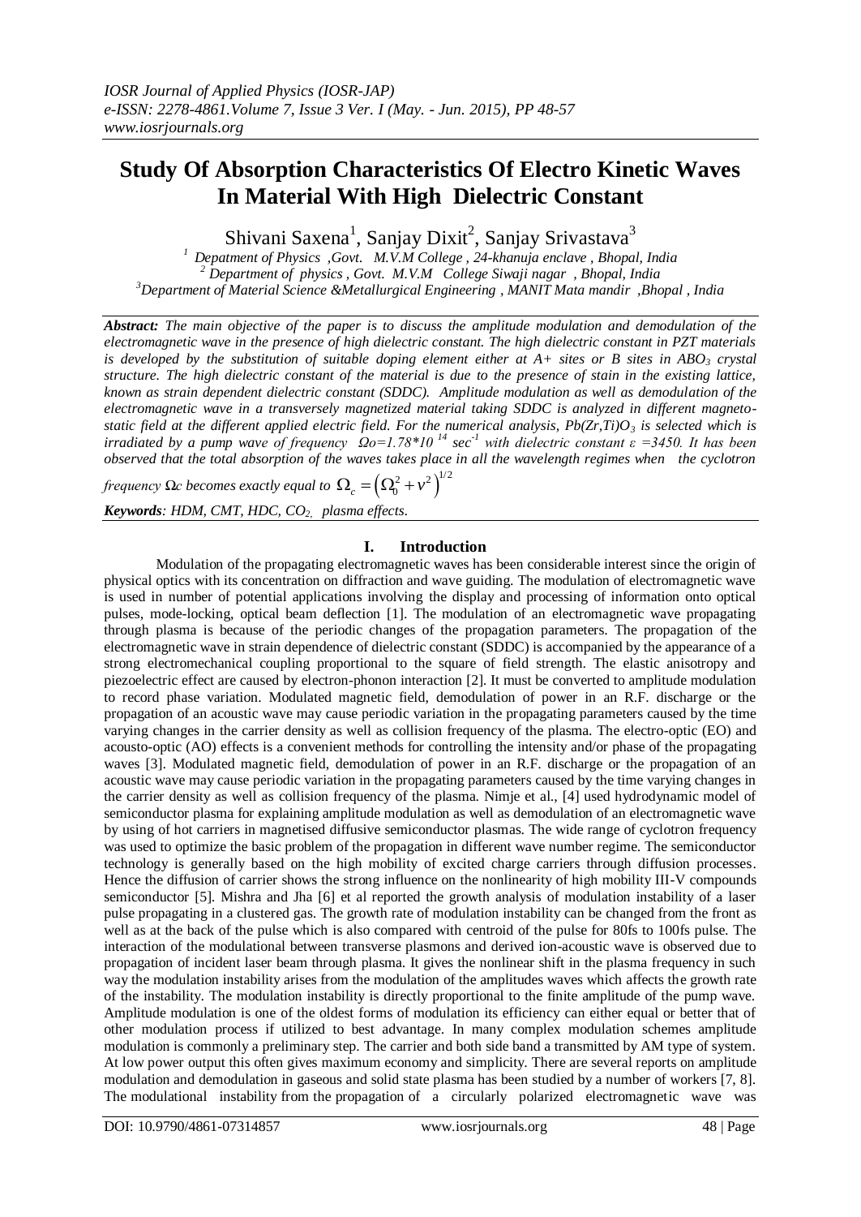# Study Of Absorption Characteristics Of Electro Kinetic Waves In Material With High Dielectric Constant

Shivani Saxena[1], Sanjay Dixit[2], Sanjay Srivastava[3]

[1] Depatment of Physics ,Govt. M.V.M College , 24-khanuja enclave , Bhopal, India
[2] Department of physics , Govt. M.V.M College Siwaji nagar , Bhopal, India
[3] Department of Material Science &Metallurgical Engineering , MANIT Mata mandir ,Bhopal , India

***Abstract:*** *The main objective of the paper is to discuss the amplitude modulation and demodulation of the electromagnetic wave in the presence of high dielectric constant. The high dielectric constant in PZT materials is developed by the substitution of suitable doping element either at A+ sites or B sites in $ABO_3$ crystal structure. The high dielectric constant of the material is due to the presence of stain in the existing lattice, known as strain dependent dielectric constant (SDDC). Amplitude modulation as well as demodulation of the electromagnetic wave in a transversely magnetized material taking SDDC is analyzed in different magneto-static field at the different applied electric field. For the numerical analysis, $Pb(Zr,Ti)O_3$ is selected which is irradiated by a pump wave of frequency $\Omega o=1.78*10^{14}$ $sec^{-1}$ with dielectric constant $\varepsilon=3450$. It has been observed that the total absorption of the waves takes place in all the wavelength regimes when the cyclotron frequency $\Omega c$ becomes exactly equal to* $\Omega_c = \left(\Omega_0^2 + v^2\right)^{1/2}$

***Keywords****: HDM, CMT, HDC, $CO_2$, plasma effects.*

## I. Introduction

Modulation of the propagating electromagnetic waves has been considerable interest since the origin of physical optics with its concentration on diffraction and wave guiding. The modulation of electromagnetic wave is used in number of potential applications involving the display and processing of information onto optical pulses, mode-locking, optical beam deflection [1]. The modulation of an electromagnetic wave propagating through plasma is because of the periodic changes of the propagation parameters. The propagation of the electromagnetic wave in strain dependence of dielectric constant (SDDC) is accompanied by the appearance of a strong electromechanical coupling proportional to the square of field strength. The elastic anisotropy and piezoelectric effect are caused by electron-phonon interaction [2]. It must be converted to amplitude modulation to record phase variation. Modulated magnetic field, demodulation of power in an R.F. discharge or the propagation of an acoustic wave may cause periodic variation in the propagating parameters caused by the time varying changes in the carrier density as well as collision frequency of the plasma. The electro-optic (EO) and acousto-optic (AO) effects is a convenient methods for controlling the intensity and/or phase of the propagating waves [3]. Modulated magnetic field, demodulation of power in an R.F. discharge or the propagation of an acoustic wave may cause periodic variation in the propagating parameters caused by the time varying changes in the carrier density as well as collision frequency of the plasma. Nimje et al., [4] used hydrodynamic model of semiconductor plasma for explaining amplitude modulation as well as demodulation of an electromagnetic wave by using of hot carriers in magnetised diffusive semiconductor plasmas. The wide range of cyclotron frequency was used to optimize the basic problem of the propagation in different wave number regime. The semiconductor technology is generally based on the high mobility of excited charge carriers through diffusion processes. Hence the diffusion of carrier shows the strong influence on the nonlinearity of high mobility III-V compounds semiconductor [5]. Mishra and Jha [6] et al reported the growth analysis of modulation instability of a laser pulse propagating in a clustered gas. The growth rate of modulation instability can be changed from the front as well as at the back of the pulse which is also compared with centroid of the pulse for 80fs to 100fs pulse. The interaction of the modulational between transverse plasmons and derived ion-acoustic wave is observed due to propagation of incident laser beam through plasma. It gives the nonlinear shift in the plasma frequency in such way the modulation instability arises from the modulation of the amplitudes waves which affects the growth rate of the instability. The modulation instability is directly proportional to the finite amplitude of the pump wave. Amplitude modulation is one of the oldest forms of modulation its efficiency can either equal or better that of other modulation process if utilized to best advantage. In many complex modulation schemes amplitude modulation is commonly a preliminary step. The carrier and both side band a transmitted by AM type of system. At low power output this often gives maximum economy and simplicity. There are several reports on amplitude modulation and demodulation in gaseous and solid state plasma has been studied by a number of workers [7, 8]. The modulational instability from the propagation of a circularly polarized electromagnetic wave was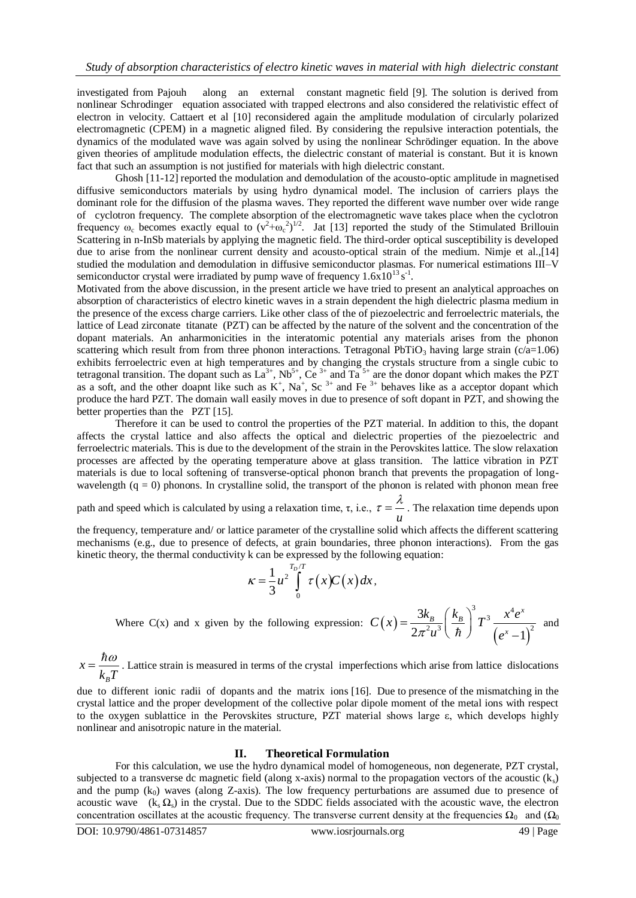investigated from Pajouh along an external constant magnetic field [9]. The solution is derived from nonlinear Schrodinger equation associated with trapped electrons and also considered the relativistic effect of electron in velocity. Cattaert et al [10] reconsidered again the amplitude modulation of circularly polarized electromagnetic (CPEM) in a magnetic aligned filed. By considering the repulsive interaction potentials, the dynamics of the modulated wave was again solved by using the nonlinear Schrödinger equation. In the above given theories of amplitude modulation effects, the dielectric constant of material is constant. But it is known fact that such an assumption is not justified for materials with high dielectric constant.

Ghosh [11-12] reported the modulation and demodulation of the acousto-optic amplitude in magnetised diffusive semiconductors materials by using hydro dynamical model. The inclusion of carriers plays the dominant role for the diffusion of the plasma waves. They reported the different wave number over wide range of cyclotron frequency. The complete absorption of the electromagnetic wave takes place when the cyclotron frequency $\omega_c$ becomes exactly equal to $(\nu^2+\omega_c^2)^{1/2}$. Jat [13] reported the study of the Stimulated Brillouin Scattering in n-InSb materials by applying the magnetic field. The third-order optical susceptibility is developed due to arise from the nonlinear current density and acousto-optical strain of the medium. Nimje et al.,[14] studied the modulation and demodulation in diffusive semiconductor plasmas. For numerical estimations III–V semiconductor crystal were irradiated by pump wave of frequency $1.6\text{x}10^{13}\,\text{s}^{-1}$.

Motivated from the above discussion, in the present article we have tried to present an analytical approaches on absorption of characteristics of electro kinetic waves in a strain dependent the high dielectric plasma medium in the presence of the excess charge carriers. Like other class of the of piezoelectric and ferroelectric materials, the lattice of Lead zirconate titanate (PZT) can be affected by the nature of the solvent and the concentration of the dopant materials. An anharmonicities in the interatomic potential any materials arises from the phonon scattering which result from from three phonon interactions. Tetragonal $PbTiO_3$ having large strain (c/a=1.06) exhibits ferroelectric even at high temperatures and by changing the crystals structure from a single cubic to tetragonal transition. The dopant such as $La^{3+}$, $Nb^{5+}$, $Ce^{3+}$ and $Ta^{5+}$ are the donor dopant which makes the PZT as a soft, and the other doapnt like such as $K^+$, $Na^+$, $Sc^{3+}$ and $Fe^{3+}$ behaves like as a acceptor dopant which produce the hard PZT. The domain wall easily moves in due to presence of soft dopant in PZT, and showing the better properties than the PZT [15].

Therefore it can be used to control the properties of the PZT material. In addition to this, the dopant affects the crystal lattice and also affects the optical and dielectric properties of the piezoelectric and ferroelectric materials. This is due to the development of the strain in the Perovskites lattice. The slow relaxation processes are affected by the operating temperature above at glass transition. The lattice vibration in PZT materials is due to local softening of transverse-optical phonon branch that prevents the propagation of long-wavelength (q = 0) phonons. In crystalline solid, the transport of the phonon is related with phonon mean free path and speed which is calculated by using a relaxation time, τ, i.e., $\tau = \frac{\lambda}{u}$. The relaxation time depends upon the frequency, temperature and/ or lattice parameter of the crystalline solid which affects the different scattering mechanisms (e.g., due to presence of defects, at grain boundaries, three phonon interactions). From the gas kinetic theory, the thermal conductivity k can be expressed by the following equation:

$$\kappa = \frac{1}{3}u^2 \int_0^{T_D/T} \tau(x) C(x)\, dx,$$

Where C(x) and x given by the following expression: $C(x) = \frac{3k_B}{2\pi^2 u^3}\left(\frac{k_B}{\hbar}\right)^3 T^3 \frac{x^4 e^x}{\left(e^x-1\right)^2}$ and $x = \frac{\hbar\omega}{k_B T}$. Lattice strain is measured in terms of the crystal imperfections which arise from lattice dislocations due to different ionic radii of dopants and the matrix ions [16]. Due to presence of the mismatching in the crystal lattice and the proper development of the collective polar dipole moment of the metal ions with respect to the oxygen sublattice in the Perovskites structure, PZT material shows large ε, which develops highly nonlinear and anisotropic nature in the material.

## II. Theoretical Formulation

For this calculation, we use the hydro dynamical model of homogeneous, non degenerate, PZT crystal, subjected to a transverse dc magnetic field (along x-axis) normal to the propagation vectors of the acoustic ($k_s$) and the pump ($k_0$) waves (along Z-axis). The low frequency perturbations are assumed due to presence of acoustic wave ($k_s\, \Omega_s$) in the crystal. Due to the SDDC fields associated with the acoustic wave, the electron concentration oscillates at the acoustic frequency. The transverse current density at the frequencies $\Omega_0$ and ($\Omega_0$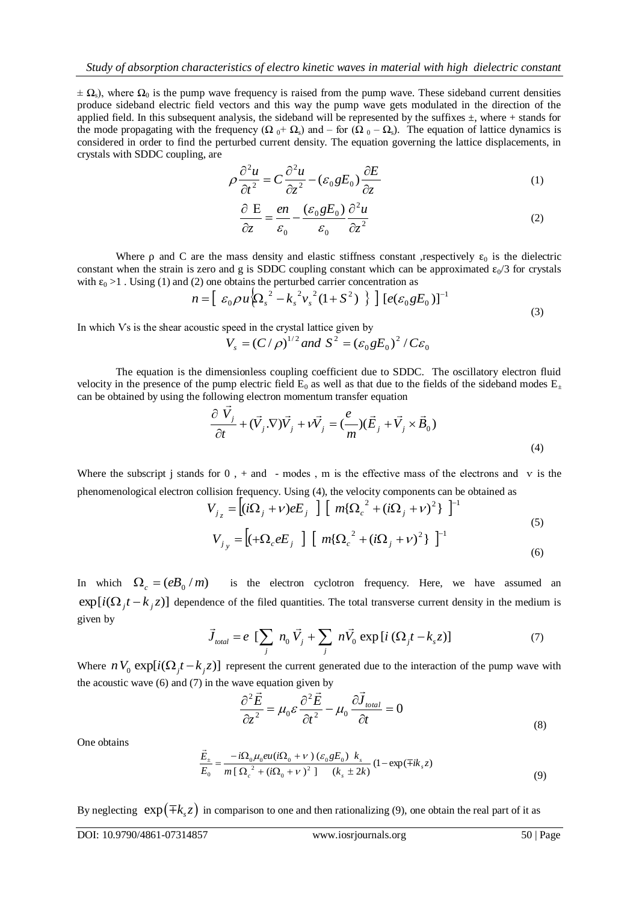$\pm\ \Omega_s$), where $\Omega_0$ is the pump wave frequency is raised from the pump wave. These sideband current densities produce sideband electric field vectors and this way the pump wave gets modulated in the direction of the applied field. In this subsequent analysis, the sideband will be represented by the suffixes $\pm$, where + stands for the mode propagating with the frequency ($\Omega_0 + \Omega_s$) and – for ($\Omega_0 - \Omega_s$). The equation of lattice dynamics is considered in order to find the perturbed current density. The equation governing the lattice displacements, in crystals with SDDC coupling, are

$$\rho \frac{\partial^2 u}{\partial t^2} = C \frac{\partial^2 u}{\partial z^2} - (\varepsilon_0 g E_0) \frac{\partial E}{\partial z} \tag{1}$$

$$\frac{\partial\ \mathrm{E}}{\partial z} = \frac{en}{\varepsilon_0} - \frac{(\varepsilon_0 g E_0)}{\varepsilon_0} \frac{\partial^2 u}{\partial z^2} \tag{2}$$

Where ρ and C are the mass density and elastic stiffness constant ,respectively $\varepsilon_0$ is the dielectric constant when the strain is zero and g is SDDC coupling constant which can be approximated $\varepsilon_0/3$ for crystals with $\varepsilon_0 > 1$ . Using (1) and (2) one obtains the perturbed carrier concentration as

$$n = [\ \varepsilon_0 \rho u \{\Omega_s^{\ 2} - k_s^{\ 2} v_s^{\ 2} (1 + S^2)\ \}\ ]\ [e(\varepsilon_0 g E_0)]^{-1} \tag{3}$$

In which Vs is the shear acoustic speed in the crystal lattice given by

$$V_s = (C/\rho)^{1/2}\ and\ S^2 = (\varepsilon_0 g E_0)^2 / C\varepsilon_0$$

The equation is the dimensionless coupling coefficient due to SDDC. The oscillatory electron fluid velocity in the presence of the pump electric field $E_0$ as well as that due to the fields of the sideband modes $E_\pm$ can be obtained by using the following electron momentum transfer equation

$$\frac{\partial\ \vec{V}_j}{\partial t} + (\vec{V}_j.\nabla)\vec{V}_j + \nu \vec{V}_j = (\frac{e}{m})(\vec{E}_j + \vec{V}_j \times \vec{B}_0) \tag{4}$$

Where the subscript j stands for 0 , + and - modes , m is the effective mass of the electrons and ν is the phenomenological electron collision frequency. Using (4), the velocity components can be obtained as

$$V_{j_z} = [(i\Omega_j + \nu) e E_j\ ]\ [\ m\{\Omega_c^{\ 2} + (i\Omega_j + \nu)^2\}\ ]^{-1} \tag{5}$$

$$V_{j_y} = [(+\Omega_c e E_j\ ]\ [\ m\{\Omega_c^{\ 2} + (i\Omega_j + \nu)^2\}\ ]^{-1} \tag{6}$$

In which $\Omega_c = (eB_0/m)$ is the electron cyclotron frequency. Here, we have assumed an $\exp[i(\Omega_j t - k_j z)]$ dependence of the filed quantities. The total transverse current density in the medium is given by

$$\vec{J}_{total} = e\ [\sum_j\ n_0\, \vec{V}_j + \sum_j\ n \vec{V}_0 \exp[i\,(\Omega_j t - k_s z)] \tag{7}$$

Where $n V_0 \exp[i(\Omega_j t - k_j z)]$ represent the current generated due to the interaction of the pump wave with the acoustic wave (6) and (7) in the wave equation given by

$$\frac{\partial^2 \vec{E}}{\partial z^2} = \mu_0 \varepsilon \frac{\partial^2 \vec{E}}{\partial t^2} - \mu_0 \frac{\partial \vec{J}_{total}}{\partial t} = 0 \tag{8}$$

One obtains

$$\frac{\vec{E}_\pm}{E_0} = \frac{-i\Omega_0 \mu_0 e u (i\Omega_0 + \nu)\,(\varepsilon_0 g E_0)\ \ k_s}{m\,[\,\Omega_c^{\ 2} + (i\Omega_0 + \nu)^2\,]\quad (k_s \pm 2k)} (1 - \exp(\mp i k_s z)) \tag{9}$$

By neglecting $\exp(\mp k_s z)$ in comparison to one and then rationalizing (9), one obtain the real part of it as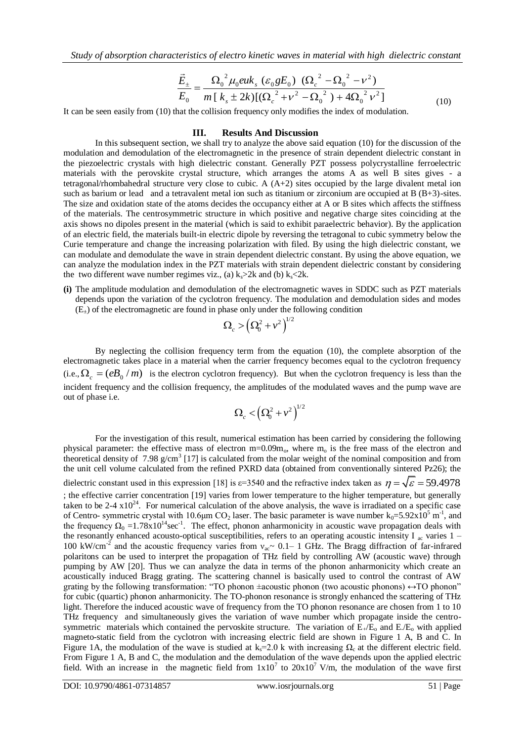$$\frac{\vec{E}_{\pm}}{E_0} = \frac{\Omega_0^{\ 2}\mu_0 euk_s\ (\varepsilon_0 gE_0)\ (\Omega_c^{\ 2} - \Omega_0^{\ 2} - \nu^2)}{m\,[\ k_s \pm 2k)[(\Omega_c^{\ 2} + \nu^2 - \Omega_0^{\ 2}\ ) + 4\Omega_0^{\ 2}\nu^2]} \tag{10}$$

It can be seen easily from (10) that the collision frequency only modifies the index of modulation.

## III. Results And Discussion

In this subsequent section, we shall try to analyze the above said equation (10) for the discussion of the modulation and demodulation of the electromagnetic in the presence of strain dependent dielectric constant in the piezoelectric crystals with high dielectric constant. Generally PZT possess polycrystalline ferroelectric materials with the perovskite crystal structure, which arranges the atoms A as well B sites gives - a tetragonal/rhombahedral structure very close to cubic. A (A+2) sites occupied by the large divalent metal ion such as barium or lead and a tetravalent metal ion such as titanium or zirconium are occupied at B (B+3)-sites. The size and oxidation state of the atoms decides the occupancy either at A or B sites which affects the stiffness of the materials. The centrosymmetric structure in which positive and negative charge sites coinciding at the axis shows no dipoles present in the material (which is said to exhibit paraelectric behavior). By the application of an electric field, the materials built-in electric dipole by reversing the tetragonal to cubic symmetry below the Curie temperature and change the increasing polarization with filed. By using the high dielectric constant, we can modulate and demodulate the wave in strain dependent dielectric constant. By using the above equation, we can analyze the modulation index in the PZT materials with strain dependent dielectric constant by considering the two different wave number regimes viz., (a) $k_s>2k$ and (b) $k_s<2k$.

**(i)** The amplitude modulation and demodulation of the electromagnetic waves in SDDC such as PZT materials depends upon the variation of the cyclotron frequency. The modulation and demodulation sides and modes ($E_{\pm}$) of the electromagnetic are found in phase only under the following condition

$$\Omega_c > \left(\Omega_0^2 + \nu^2\right)^{1/2}$$

By neglecting the collision frequency term from the equation (10), the complete absorption of the electromagnetic takes place in a material when the carrier frequency becomes equal to the cyclotron frequency (i.e., $\Omega_c = (eB_0/m)$ is the electron cyclotron frequency). But when the cyclotron frequency is less than the incident frequency and the collision frequency, the amplitudes of the modulated waves and the pump wave are out of phase i.e.

$$\Omega_c < \left(\Omega_0^2 + \nu^2\right)^{1/2}$$

For the investigation of this result, numerical estimation has been carried by considering the following physical parameter: the effective mass of electron $m=0.09m_o$, where $m_o$ is the free mass of the electron and theoretical density of 7.98 g/cm$^3$ [17] is calculated from the molar weight of the nominal composition and from the unit cell volume calculated from the refined PXRD data (obtained from conventionally sintered Pz26); the dielectric constant used in this expression [18] is $\varepsilon=3540$ and the refractive index taken as $\eta = \sqrt{\varepsilon} = 59.4978$; the effective carrier concentration [19] varies from lower temperature to the higher temperature, but generally taken to be 2-4 x$10^{24}$. For numerical calculation of the above analysis, the wave is irradiated on a specific case of Centro- symmetric crystal with 10.6μm $CO_2$ laser. The basic parameter is wave number $k_0=5.92\text{x}10^5$ m$^{-1}$, and the frequency $\Omega_0=1.78\text{x}10^{14}$sec$^{-1}$. The effect, phonon anharmonicity in acoustic wave propagation deals with the resonantly enhanced acousto-optical susceptibilities, refers to an operating acoustic intensity $I_{ac}$ varies 1 – 100 kW/cm$^{-2}$ and the acoustic frequency varies from $\nu_{ac}$~ 0.1– 1 GHz. The Bragg diffraction of far-infrared polaritons can be used to interpret the propagation of THz field by controlling AW (acoustic wave) through pumping by AW [20]. Thus we can analyze the data in terms of the phonon anharmonicity which create an acoustically induced Bragg grating. The scattering channel is basically used to control the contrast of AW grating by the following transformation: "TO phonon ±acoustic phonon (two acoustic phonons) ↔TO phonon" for cubic (quartic) phonon anharmonicity. The TO-phonon resonance is strongly enhanced the scattering of THz light. Therefore the induced acoustic wave of frequency from the TO phonon resonance are chosen from 1 to 10 THz frequency and simultaneously gives the variation of wave number which propagate inside the centro-symmetric materials which contained the pervoskite structure. The variation of $E_+/E_o$ and $E_-/E_o$ with applied magneto-static field from the cyclotron with increasing electric field are shown in Figure 1 A, B and C. In Figure 1A, the modulation of the wave is studied at $k_s=2.0$ k with increasing $\Omega_c$ at the different electric field. From Figure 1 A, B and C, the modulation and the demodulation of the wave depends upon the applied electric field. With an increase in the magnetic field from $1\text{x}10^7$ to $20\text{x}10^7$ V/m, the modulation of the wave first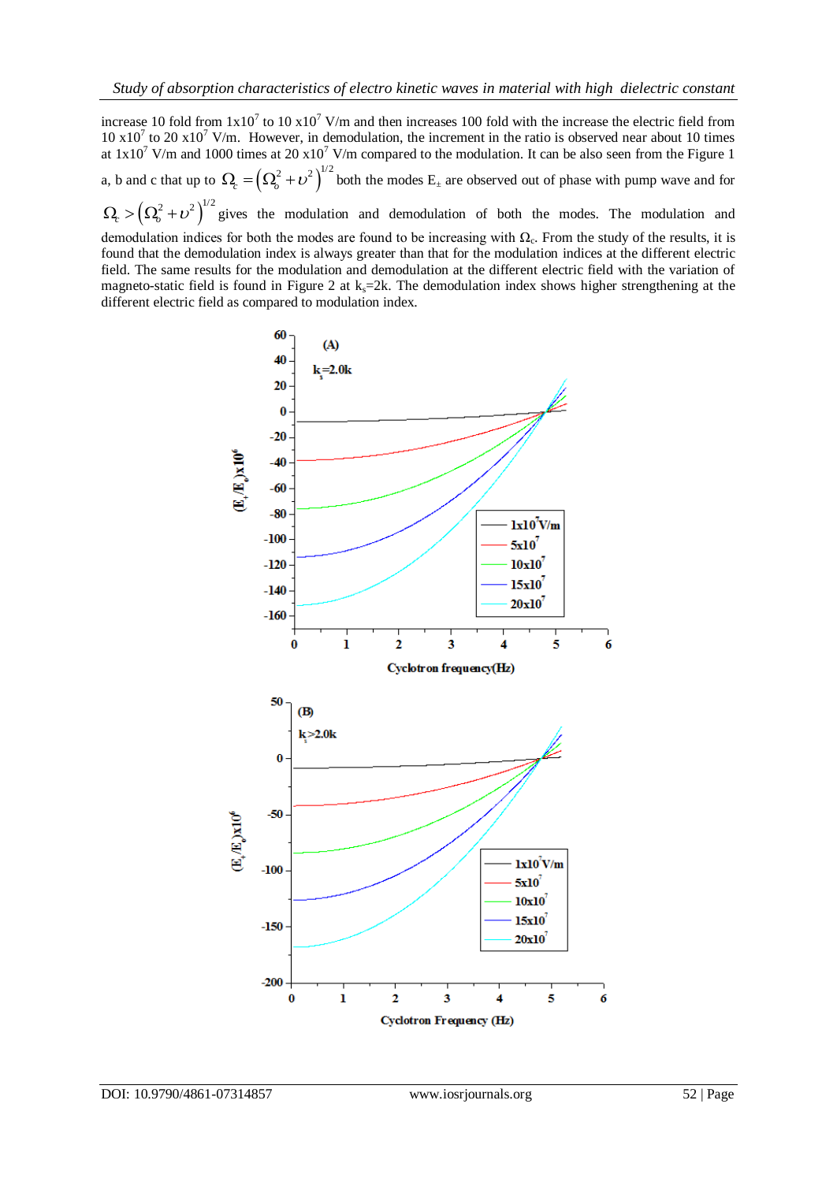increase 10 fold from $1\text{x}10^7$ to $10\ \text{x}10^7$ V/m and then increases 100 fold with the increase the electric field from $10\ \text{x}10^7$ to $20\ \text{x}10^7$ V/m. However, in demodulation, the increment in the ratio is observed near about 10 times at $1\text{x}10^7$ V/m and 1000 times at $20\ \text{x}10^7$ V/m compared to the modulation. It can be also seen from the Figure 1 a, b and c that up to $\Omega_c = \left(\Omega_o^2 + \upsilon^2\right)^{1/2}$ both the modes $E_\pm$ are observed out of phase with pump wave and for $\Omega_c > \left(\Omega_o^2 + \upsilon^2\right)^{1/2}$ gives the modulation and demodulation of both the modes. The modulation and demodulation indices for both the modes are found to be increasing with $\Omega_c$. From the study of the results, it is found that the demodulation index is always greater than that for the modulation indices at the different electric field. The same results for the modulation and demodulation at the different electric field with the variation of magneto-static field is found in Figure 2 at $k_s$=2k. The demodulation index shows higher strengthening at the different electric field as compared to modulation index.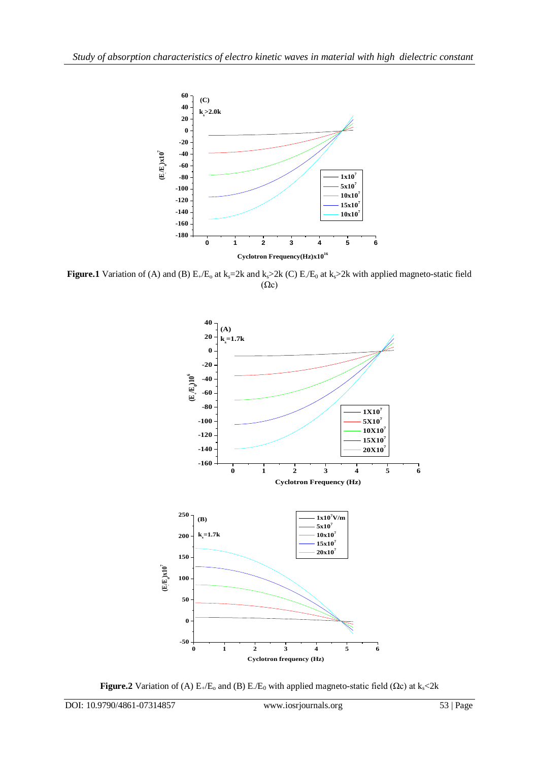**Figure.1** Variation of (A) and (B) $E_+/E_o$ at $k_s=2k$ and $k_s>2k$ (C) $E_-/E_0$ at $k_s>2k$ with applied magneto-static field ($\Omega c$)

**Figure.2** Variation of (A) $E_+/E_o$ and (B) $E_-/E_0$ with applied magneto-static field ($\Omega c$) at $k_s<2k$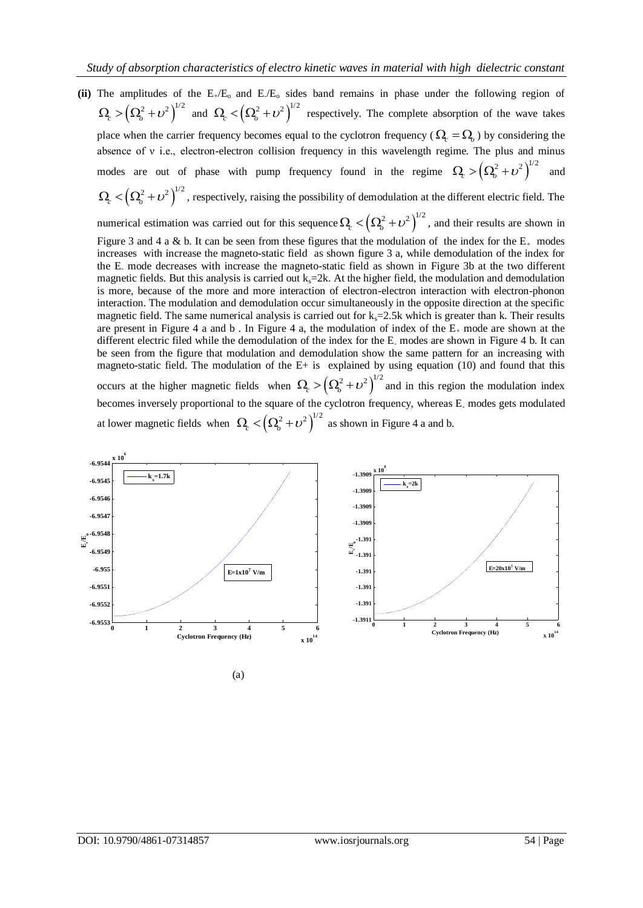**(ii)** The amplitudes of the $E_+/E_o$ and $E_-/E_o$ sides band remains in phase under the following region of $\Omega_c > \left(\Omega_o^2 + \upsilon^2\right)^{1/2}$ and $\Omega_c < \left(\Omega_o^2 + \upsilon^2\right)^{1/2}$ respectively. The complete absorption of the wave takes place when the carrier frequency becomes equal to the cyclotron frequency ($\Omega_c = \Omega_o$) by considering the absence of ν i.e., electron-electron collision frequency in this wavelength regime. The plus and minus modes are out of phase with pump frequency found in the regime $\Omega_c > \left(\Omega_o^2 + \upsilon^2\right)^{1/2}$ and $\Omega_c < \left(\Omega_o^2 + \upsilon^2\right)^{1/2}$, respectively, raising the possibility of demodulation at the different electric field. The numerical estimation was carried out for this sequence $\Omega_c < \left(\Omega_o^2 + \upsilon^2\right)^{1/2}$, and their results are shown in Figure 3 and 4 a & b. It can be seen from these figures that the modulation of the index for the $E_+$ modes increases with increase the magneto-static field as shown figure 3 a, while demodulation of the index for the $E_-$ mode decreases with increase the magneto-static field as shown in Figure 3b at the two different magnetic fields. But this analysis is carried out $k_s$=2k. At the higher field, the modulation and demodulation is more, because of the more and more interaction of electron-electron interaction with electron-phonon interaction. The modulation and demodulation occur simultaneously in the opposite direction at the specific magnetic field. The same numerical analysis is carried out for $k_s$=2.5k which is greater than k. Their results are present in Figure 4 a and b . In Figure 4 a, the modulation of index of the $E_+$ mode are shown at the different electric filed while the demodulation of the index for the $E_-$ modes are shown in Figure 4 b. It can be seen from the figure that modulation and demodulation show the same pattern for an increasing with magneto-static field. The modulation of the E+ is explained by using equation (10) and found that this occurs at the higher magnetic fields when $\Omega_c > \left(\Omega_o^2 + \upsilon^2\right)^{1/2}$ and in this region the modulation index becomes inversely proportional to the square of the cyclotron frequency, whereas $E_-$ modes gets modulated at lower magnetic fields when $\Omega_c < \left(\Omega_o^2 + \upsilon^2\right)^{1/2}$ as shown in Figure 4 a and b.

(a)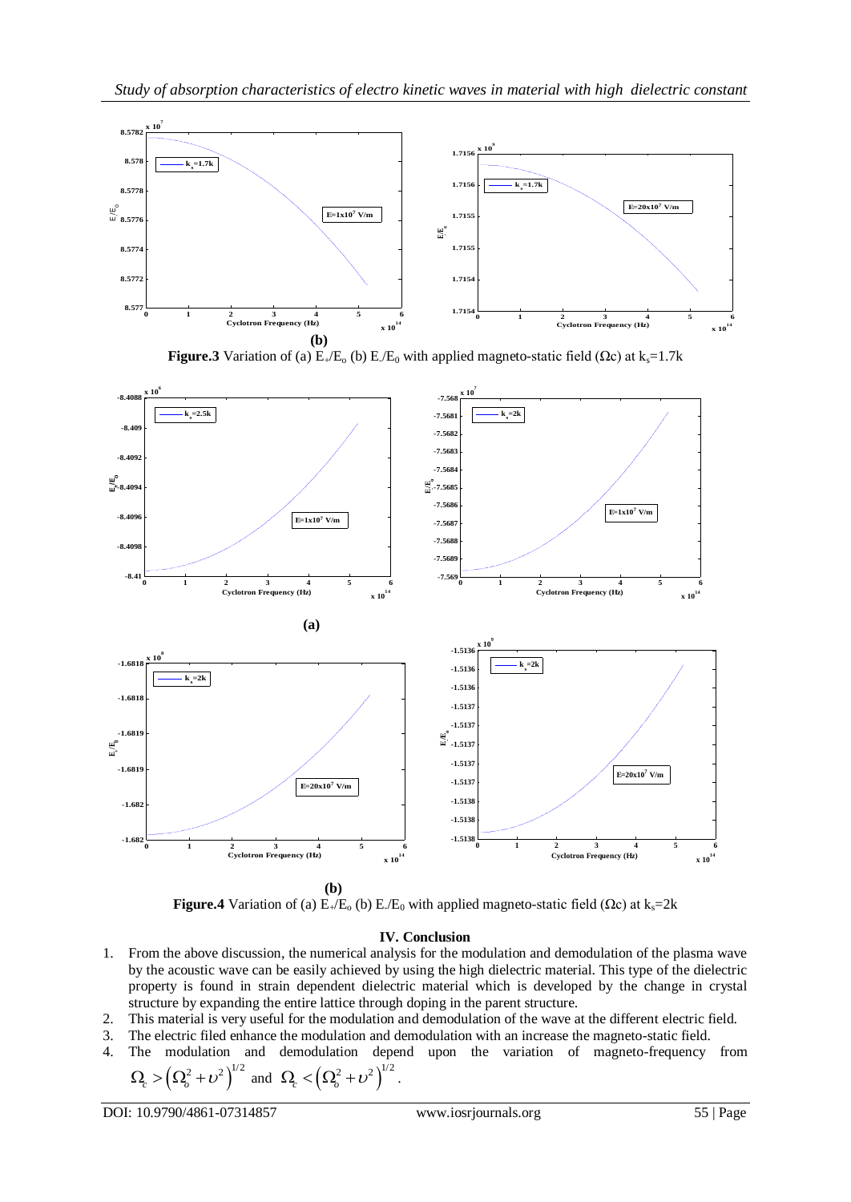**(b)**

**Figure.3** Variation of (a) $E_+/E_o$ (b) $E_-/E_0$ with applied magneto-static field ($\Omega$c) at $k_s$=1.7k

**(a)**

**(b)**

**Figure.4** Variation of (a) $E_+/E_o$ (b) $E_-/E_0$ with applied magneto-static field ($\Omega$c) at $k_s$=2k

## IV. Conclusion

1. From the above discussion, the numerical analysis for the modulation and demodulation of the plasma wave by the acoustic wave can be easily achieved by using the high dielectric material. This type of the dielectric property is found in strain dependent dielectric material which is developed by the change in crystal structure by expanding the entire lattice through doping in the parent structure.
2. This material is very useful for the modulation and demodulation of the wave at the different electric field.
3. The electric filed enhance the modulation and demodulation with an increase the magneto-static field.
4. The modulation and demodulation depend upon the variation of magneto-frequency from $\Omega_c > \left(\Omega_o^2 + \upsilon^2\right)^{1/2}$ and $\Omega_c < \left(\Omega_o^2 + \upsilon^2\right)^{1/2}$.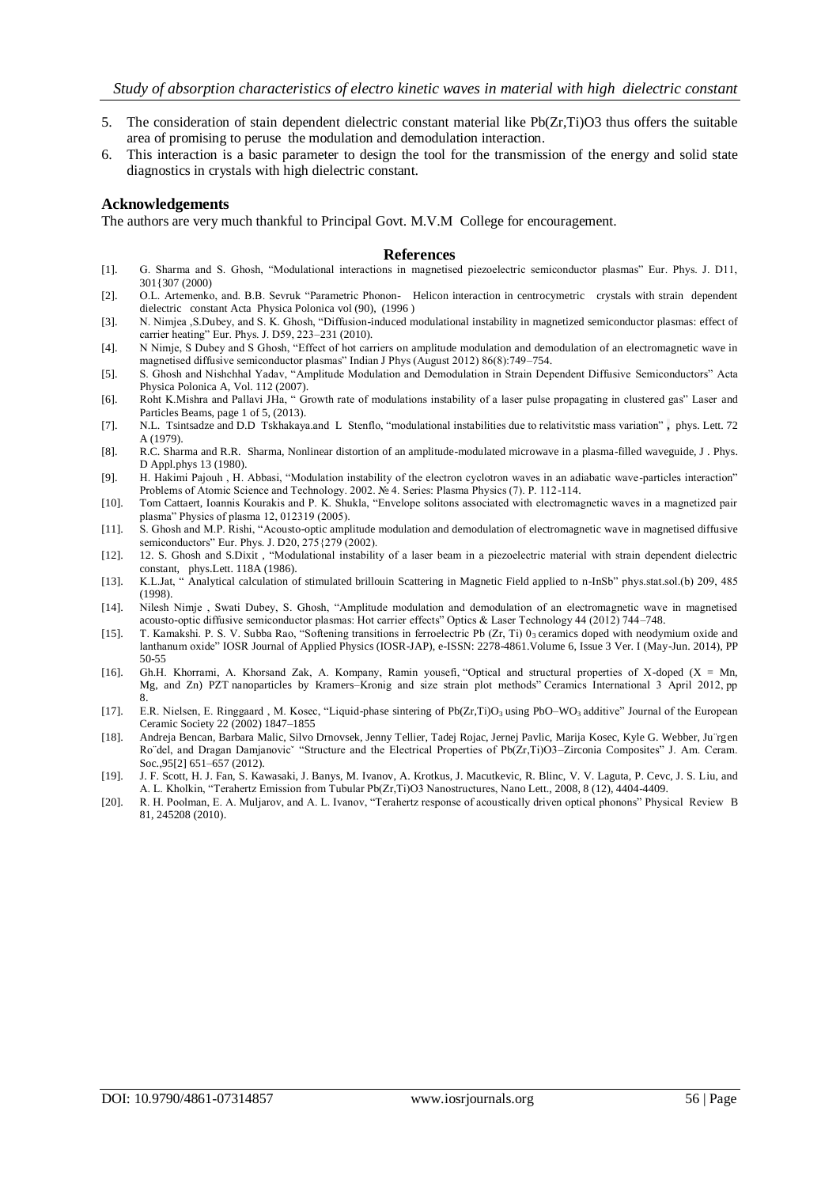5. The consideration of stain dependent dielectric constant material like Pb(Zr,Ti)O3 thus offers the suitable area of promising to peruse the modulation and demodulation interaction.
6. This interaction is a basic parameter to design the tool for the transmission of the energy and solid state diagnostics in crystals with high dielectric constant.

## Acknowledgements

The authors are very much thankful to Principal Govt. M.V.M College for encouragement.

## References

[1]. G. Sharma and S. Ghosh, "Modulational interactions in magnetised piezoelectric semiconductor plasmas" Eur. Phys. J. D11, 301{307 (2000)

[2]. O.L. Artemenko, and. B.B. Sevruk "Parametric Phonon- Helicon interaction in centrocymetric crystals with strain dependent dielectric constant Acta Physica Polonica vol (90), (1996 )

[3]. N. Nimjea ,S.Dubey, and S. K. Ghosh, "Diffusion-induced modulational instability in magnetized semiconductor plasmas: effect of carrier heating" Eur. Phys. J. D59, 223–231 (2010).

[4]. N Nimje, S Dubey and S Ghosh, "Effect of hot carriers on amplitude modulation and demodulation of an electromagnetic wave in magnetised diffusive semiconductor plasmas" Indian J Phys (August 2012) 86(8):749–754.

[5]. S. Ghosh and Nishchhal Yadav, "Amplitude Modulation and Demodulation in Strain Dependent Diffusive Semiconductors" Acta Physica Polonica A, Vol. 112 (2007).

[6]. Roht K.Mishra and Pallavi JHa, " Growth rate of modulations instability of a laser pulse propagating in clustered gas" Laser and Particles Beams, page 1 of 5, (2013).

[7]. N.L. Tsintsadze and D.D Tskhakaya.and L Stenflo, "modulational instabilities due to relativitstic mass variation" , phys. Lett. 72 A (1979).

[8]. R.C. Sharma and R.R. Sharma, Nonlinear distortion of an amplitude-modulated microwave in a plasma-filled waveguide, J . Phys. D Appl.phys 13 (1980).

[9]. H. Hakimi Pajouh , H. Abbasi, "Modulation instability of the electron cyclotron waves in an adiabatic wave-particles interaction" Problems of Atomic Science and Technology. 2002. № 4. Series: Plasma Physics (7). P. 112-114.

[10]. Tom Cattaert, Ioannis Kourakis and P. K. Shukla, "Envelope solitons associated with electromagnetic waves in a magnetized pair plasma" Physics of plasma 12, 012319 (2005).

[11]. S. Ghosh and M.P. Rishi, "Acousto-optic amplitude modulation and demodulation of electromagnetic wave in magnetised diffusive semiconductors" Eur. Phys. J. D20, 275{279 (2002).

[12]. 12. S. Ghosh and S.Dixit , "Modulational instability of a laser beam in a piezoelectric material with strain dependent dielectric constant, phys.Lett. 118A (1986).

[13]. K.L.Jat, " Analytical calculation of stimulated brillouin Scattering in Magnetic Field applied to n-InSb" phys.stat.sol.(b) 209, 485 (1998).

[14]. Nilesh Nimje , Swati Dubey, S. Ghosh, "Amplitude modulation and demodulation of an electromagnetic wave in magnetised acousto-optic diffusive semiconductor plasmas: Hot carrier effects" Optics & Laser Technology 44 (2012) 744–748.

[15]. T. Kamakshi. P. S. V. Subba Rao, "Softening transitions in ferroelectric Pb (Zr, Ti) $0_3$ ceramics doped with neodymium oxide and lanthanum oxide" IOSR Journal of Applied Physics (IOSR-JAP), e-ISSN: 2278-4861.Volume 6, Issue 3 Ver. I (May-Jun. 2014), PP 50-55

[16]. Gh.H. Khorrami, A. Khorsand Zak, A. Kompany, Ramin yousefi, "Optical and structural properties of X-doped (X = Mn, Mg, and Zn) PZT nanoparticles by Kramers–Kronig and size strain plot methods" Ceramics International 3 April 2012, pp 8.

[17]. E.R. Nielsen, E. Ringgaard , M. Kosec, "Liquid-phase sintering of Pb(Zr,Ti)$O_3$ using PbO–$WO_3$ additive" Journal of the European Ceramic Society 22 (2002) 1847–1855

[18]. Andreja Bencan, Barbara Malic, Silvo Drnovsek, Jenny Tellier, Tadej Rojac, Jernej Pavlic, Marija Kosec, Kyle G. Webber, Ju¨rgen Ro¨del, and Dragan Damjanovicˇ "Structure and the Electrical Properties of Pb(Zr,Ti)O3–Zirconia Composites" J. Am. Ceram. Soc.,95[2] 651–657 (2012).

[19]. J. F. Scott, H. J. Fan, S. Kawasaki, J. Banys, M. Ivanov, A. Krotkus, J. Macutkevic, R. Blinc, V. V. Laguta, P. Cevc, J. S. Liu, and A. L. Kholkin, "Terahertz Emission from Tubular Pb(Zr,Ti)O3 Nanostructures, Nano Lett., 2008, 8 (12), 4404-4409.

[20]. R. H. Poolman, E. A. Muljarov, and A. L. Ivanov, "Terahertz response of acoustically driven optical phonons" Physical Review B 81, 245208 (2010).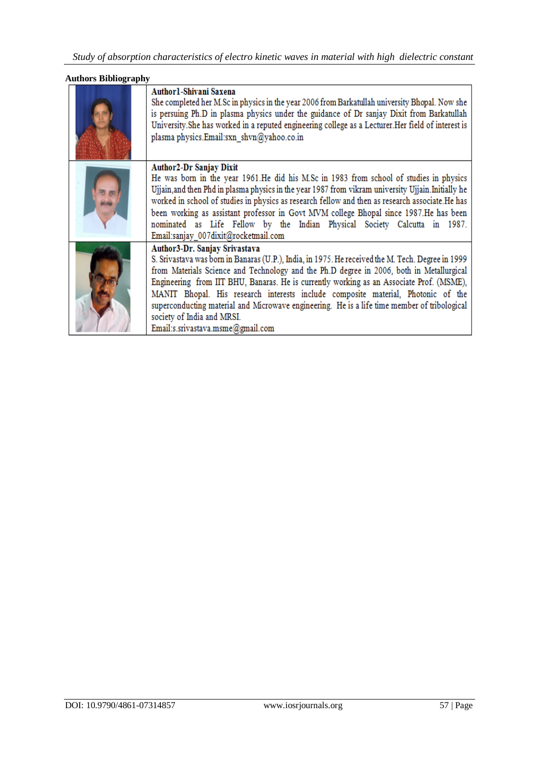**Authors Bibliography**

| | |
|---|---|
| | **Author1-Shivani Saxena**<br>She completed her M.Sc in physics in the year 2006 from Barkatullah university Bhopal. Now she is persuing Ph.D in plasma physics under the guidance of Dr sanjay Dixit from Barkatullah University.She has worked in a reputed engineering college as a Lecturer.Her field of interest is plasma physics.Email:sxn_shvn@yahoo.co.in |
| | **Author2-Dr Sanjay Dixit**<br>He was born in the year 1961.He did his M.Sc in 1983 from school of studies in physics Ujjain,and then Phd in plasma physics in the year 1987 from vikram university Ujjain.Initially he worked in school of studies in physics as research fellow and then as research associate.He has been working as assistant professor in Govt MVM college Bhopal since 1987.He has been nominated as Life Fellow by the Indian Physical Society Calcutta in 1987. Email:sanjay_007dixit@rocketmail.com |
| | **Author3-Dr. Sanjay Srivastava**<br>S. Srivastava was born in Banaras (U.P.), India, in 1975. He received the M. Tech. Degree in 1999 from Materials Science and Technology and the Ph.D degree in 2006, both in Metallurgical Engineering from IIT BHU, Banaras. He is currently working as an Associate Prof. (MSME), MANIT Bhopal. His research interests include composite material, Photonic of the superconducting material and Microwave engineering. He is a life time member of tribological society of India and MRSI.<br>Email:s.srivastava.msme@gmail.com |